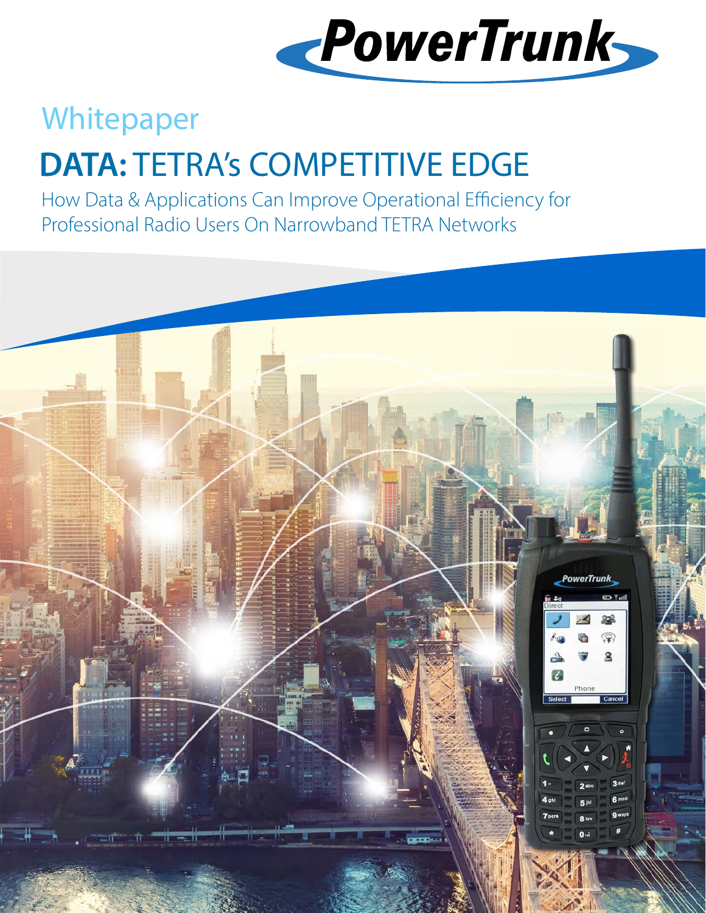PowerTrunk

Whitepaper

# DATA: TETRA's COMPETITIVE EDGE

How Data & Applications Can Improve Operational Efficiency for Professional Radio Users On Narrowband TETRA Networks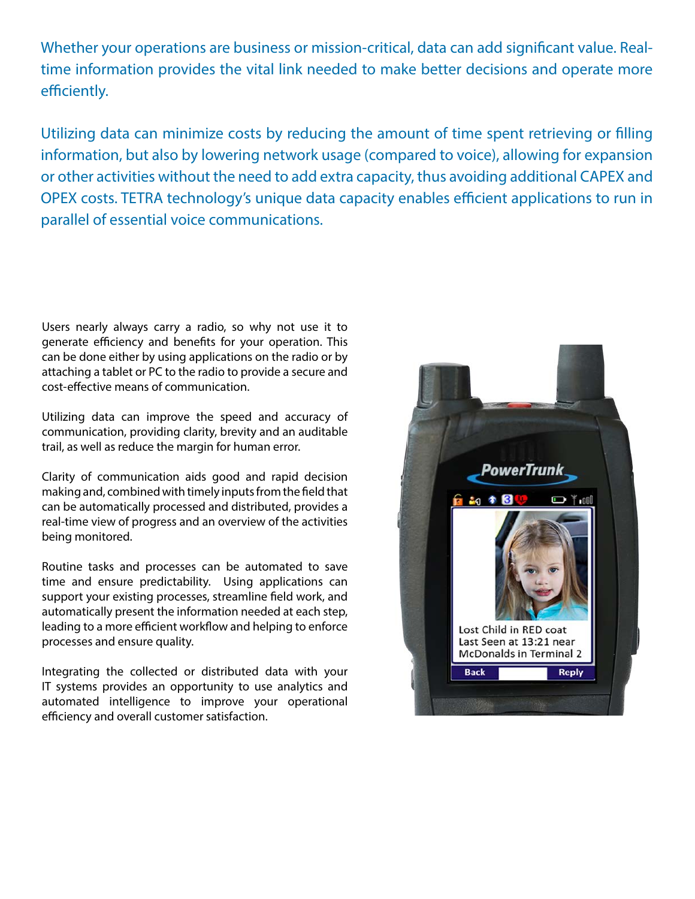Whether your operations are business or mission-critical, data can add significant value. Real-time information provides the vital link needed to make better decisions and operate more efficiently.

Utilizing data can minimize costs by reducing the amount of time spent retrieving or filling information, but also by lowering network usage (compared to voice), allowing for expansion or other activities without the need to add extra capacity, thus avoiding additional CAPEX and OPEX costs. TETRA technology's unique data capacity enables efficient applications to run in parallel of essential voice communications.

Users nearly always carry a radio, so why not use it to generate efficiency and benefits for your operation. This can be done either by using applications on the radio or by attaching a tablet or PC to the radio to provide a secure and cost-effective means of communication.

Utilizing data can improve the speed and accuracy of communication, providing clarity, brevity and an auditable trail, as well as reduce the margin for human error.

Clarity of communication aids good and rapid decision making and, combined with timely inputs from the field that can be automatically processed and distributed, provides a real-time view of progress and an overview of the activities being monitored.

Routine tasks and processes can be automated to save time and ensure predictability. Using applications can support your existing processes, streamline field work, and automatically present the information needed at each step, leading to a more efficient workflow and helping to enforce processes and ensure quality.

Integrating the collected or distributed data with your IT systems provides an opportunity to use analytics and automated intelligence to improve your operational efficiency and overall customer satisfaction.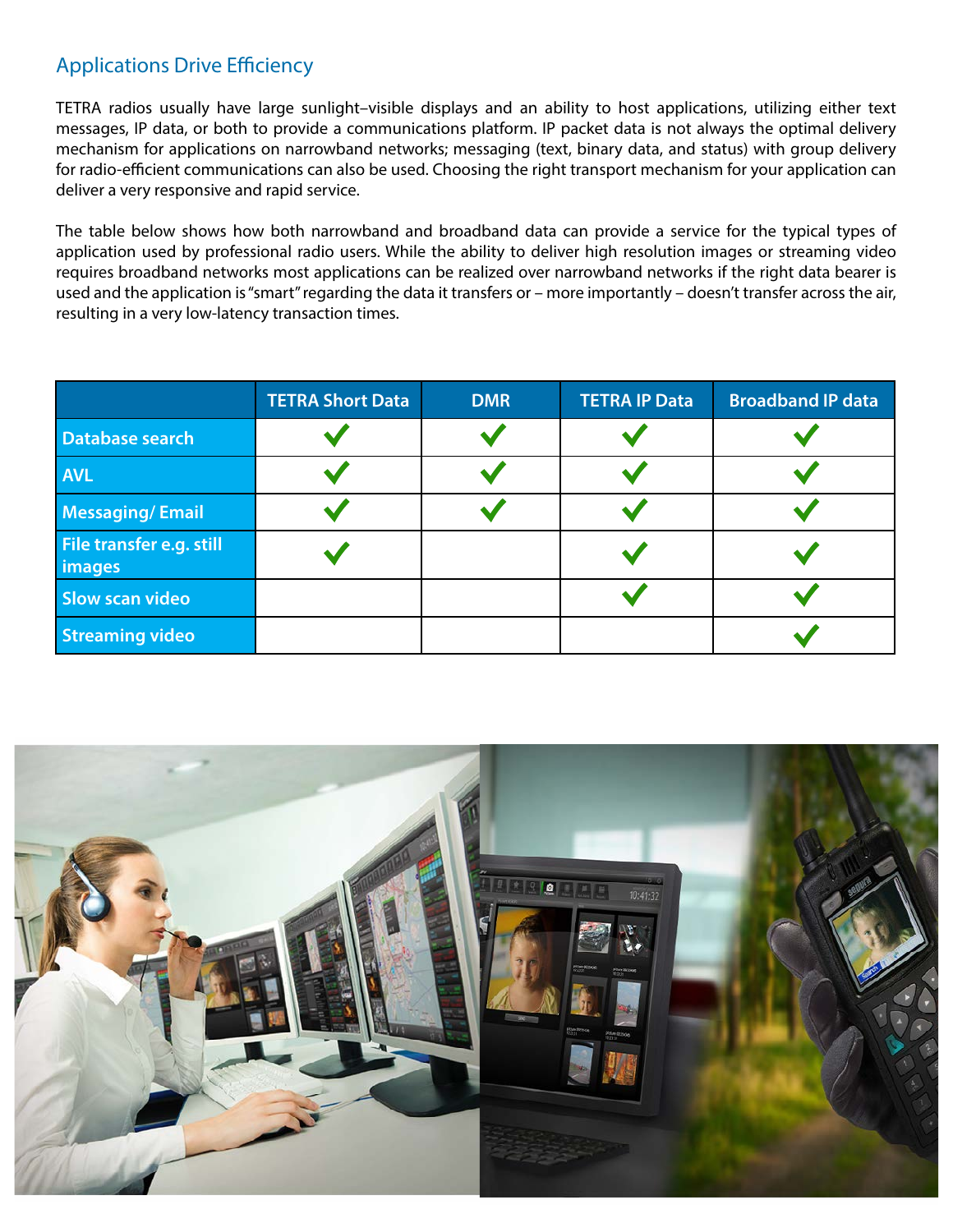## Applications Drive Efficiency

TETRA radios usually have large sunlight–visible displays and an ability to host applications, utilizing either text messages, IP data, or both to provide a communications platform. IP packet data is not always the optimal delivery mechanism for applications on narrowband networks; messaging (text, binary data, and status) with group delivery for radio-efficient communications can also be used. Choosing the right transport mechanism for your application can deliver a very responsive and rapid service.

The table below shows how both narrowband and broadband data can provide a service for the typical types of application used by professional radio users. While the ability to deliver high resolution images or streaming video requires broadband networks most applications can be realized over narrowband networks if the right data bearer is used and the application is "smart" regarding the data it transfers or – more importantly – doesn't transfer across the air, resulting in a very low-latency transaction times.

| | TETRA Short Data | DMR | TETRA IP Data | Broadband IP data |
|---|---|---|---|---|
| Database search | ✓ | ✓ | ✓ | ✓ |
| AVL | ✓ | ✓ | ✓ | ✓ |
| Messaging/ Email | ✓ | ✓ | ✓ | ✓ |
| File transfer e.g. still images | ✓ | | ✓ | ✓ |
| Slow scan video | | | ✓ | ✓ |
| Streaming video | | | | ✓ |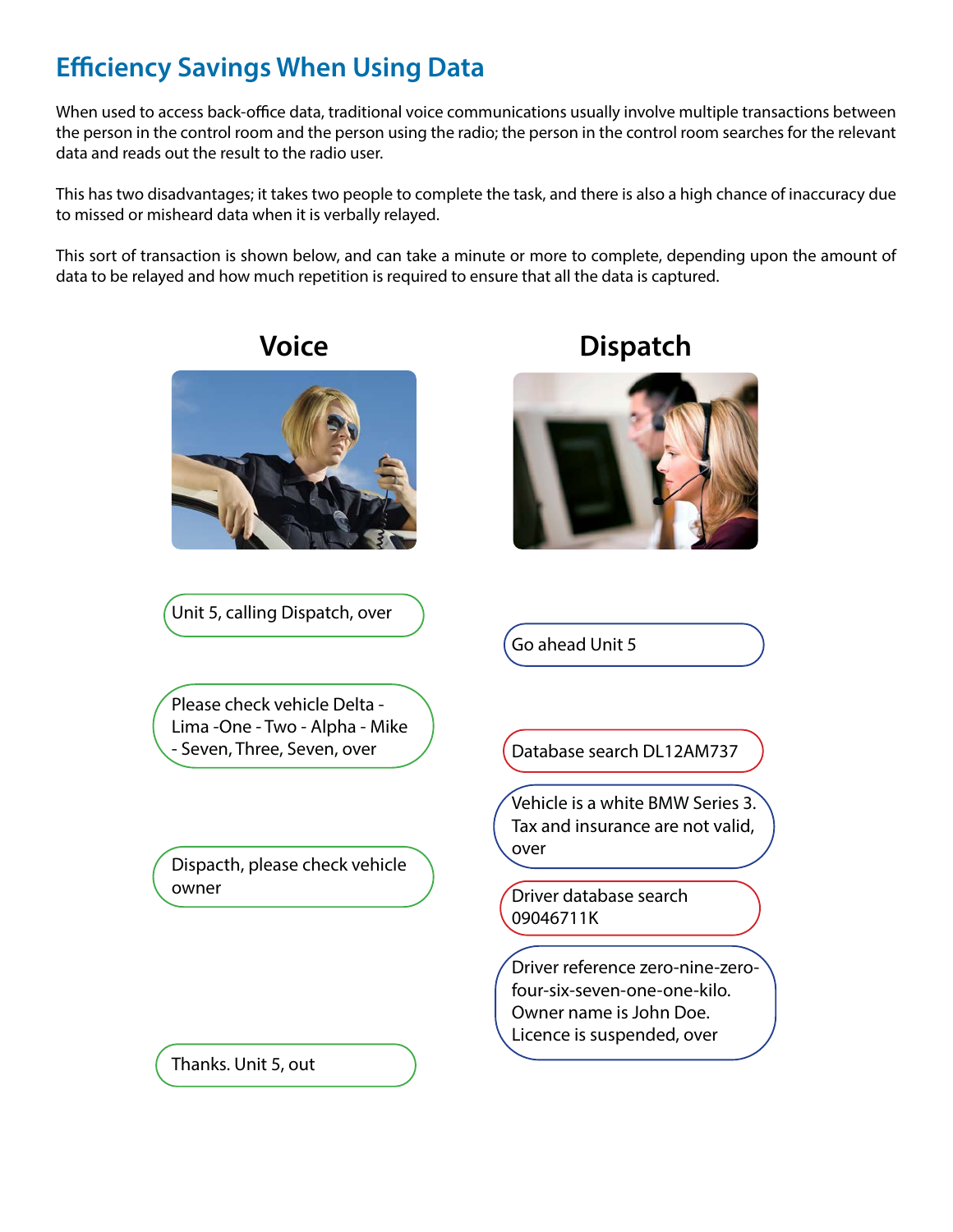## Efficiency Savings When Using Data

When used to access back-office data, traditional voice communications usually involve multiple transactions between the person in the control room and the person using the radio; the person in the control room searches for the relevant data and reads out the result to the radio user.

This has two disadvantages; it takes two people to complete the task, and there is also a high chance of inaccuracy due to missed or misheard data when it is verbally relayed.

This sort of transaction is shown below, and can take a minute or more to complete, depending upon the amount of data to be relayed and how much repetition is required to ensure that all the data is captured.

**Voice**

**Dispatch**

Unit 5, calling Dispatch, over

Go ahead Unit 5

Please check vehicle Delta - Lima -One - Two - Alpha - Mike - Seven, Three, Seven, over

Database search DL12AM737

Vehicle is a white BMW Series 3. Tax and insurance are not valid, over

Dispacth, please check vehicle owner

Driver database search 09046711K

Driver reference zero-nine-zero-four-six-seven-one-one-kilo. Owner name is John Doe. Licence is suspended, over

Thanks. Unit 5, out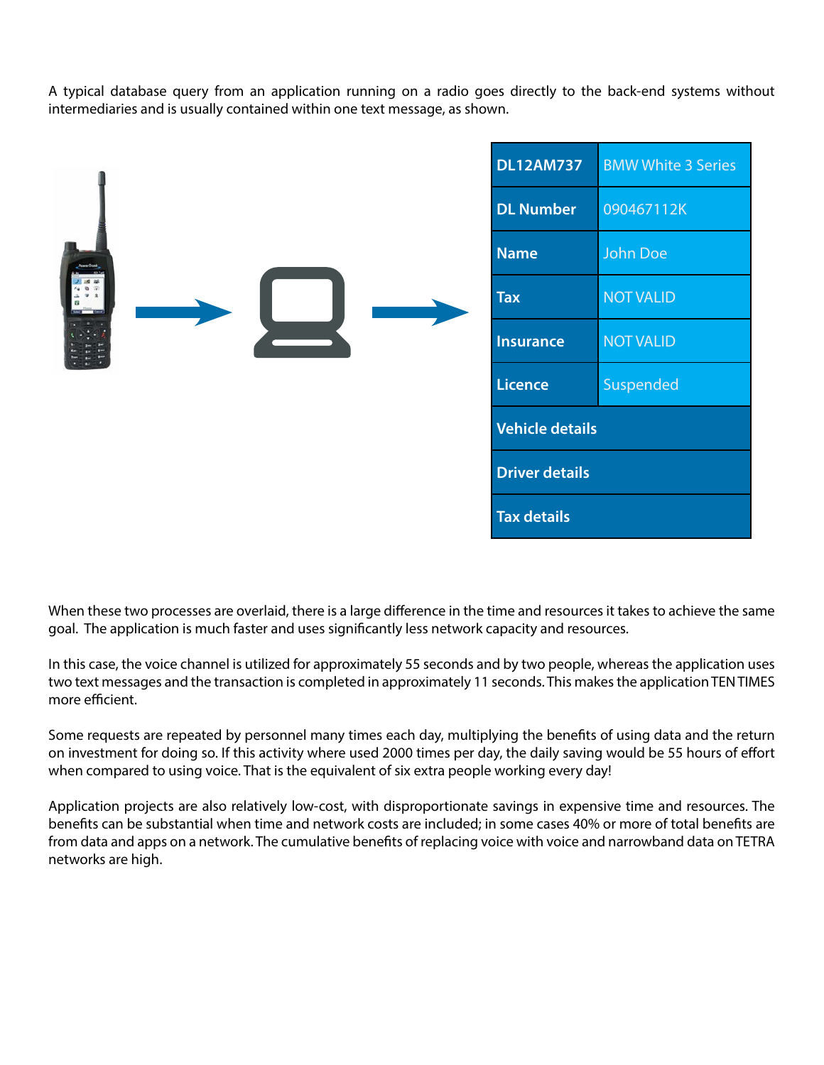A typical database query from an application running on a radio goes directly to the back-end systems without intermediaries and is usually contained within one text message, as shown.

| DL12AM737 | BMW White 3 Series |
|---|---|
| DL Number | 090467112K |
| Name | John Doe |
| Tax | NOT VALID |
| Insurance | NOT VALID |
| Licence | Suspended |
| Vehicle details | |
| Driver details | |
| Tax details | |

When these two processes are overlaid, there is a large difference in the time and resources it takes to achieve the same goal. The application is much faster and uses significantly less network capacity and resources.

In this case, the voice channel is utilized for approximately 55 seconds and by two people, whereas the application uses two text messages and the transaction is completed in approximately 11 seconds. This makes the application TEN TIMES more efficient.

Some requests are repeated by personnel many times each day, multiplying the benefits of using data and the return on investment for doing so. If this activity where used 2000 times per day, the daily saving would be 55 hours of effort when compared to using voice. That is the equivalent of six extra people working every day!

Application projects are also relatively low-cost, with disproportionate savings in expensive time and resources. The benefits can be substantial when time and network costs are included; in some cases 40% or more of total benefits are from data and apps on a network. The cumulative benefits of replacing voice with voice and narrowband data on TETRA networks are high.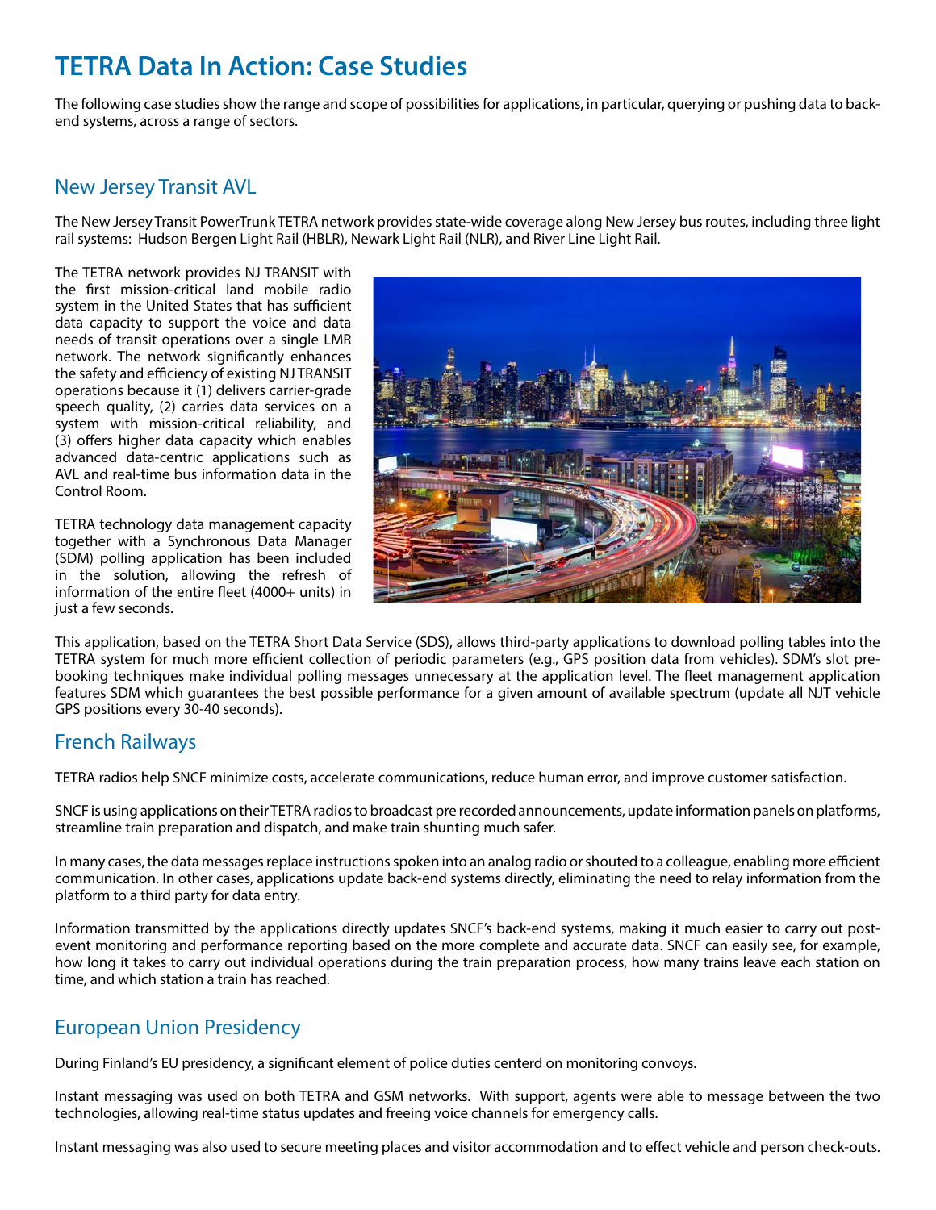# TETRA Data In Action: Case Studies

The following case studies show the range and scope of possibilities for applications, in particular, querying or pushing data to back-end systems, across a range of sectors.

## New Jersey Transit AVL

The New Jersey Transit PowerTrunk TETRA network provides state-wide coverage along New Jersey bus routes, including three light rail systems: Hudson Bergen Light Rail (HBLR), Newark Light Rail (NLR), and River Line Light Rail.

The TETRA network provides NJ TRANSIT with the first mission-critical land mobile radio system in the United States that has sufficient data capacity to support the voice and data needs of transit operations over a single LMR network. The network significantly enhances the safety and efficiency of existing NJ TRANSIT operations because it (1) delivers carrier-grade speech quality, (2) carries data services on a system with mission-critical reliability, and (3) offers higher data capacity which enables advanced data-centric applications such as AVL and real-time bus information data in the Control Room.

TETRA technology data management capacity together with a Synchronous Data Manager (SDM) polling application has been included in the solution, allowing the refresh of information of the entire fleet (4000+ units) in just a few seconds.

This application, based on the TETRA Short Data Service (SDS), allows third-party applications to download polling tables into the TETRA system for much more efficient collection of periodic parameters (e.g., GPS position data from vehicles). SDM's slot pre-booking techniques make individual polling messages unnecessary at the application level. The fleet management application features SDM which guarantees the best possible performance for a given amount of available spectrum (update all NJT vehicle GPS positions every 30-40 seconds).

## French Railways

TETRA radios help SNCF minimize costs, accelerate communications, reduce human error, and improve customer satisfaction.

SNCF is using applications on their TETRA radios to broadcast pre recorded announcements, update information panels on platforms, streamline train preparation and dispatch, and make train shunting much safer.

In many cases, the data messages replace instructions spoken into an analog radio or shouted to a colleague, enabling more efficient communication. In other cases, applications update back-end systems directly, eliminating the need to relay information from the platform to a third party for data entry.

Information transmitted by the applications directly updates SNCF's back-end systems, making it much easier to carry out post-event monitoring and performance reporting based on the more complete and accurate data. SNCF can easily see, for example, how long it takes to carry out individual operations during the train preparation process, how many trains leave each station on time, and which station a train has reached.

## European Union Presidency

During Finland's EU presidency, a significant element of police duties centerd on monitoring convoys.

Instant messaging was used on both TETRA and GSM networks. With support, agents were able to message between the two technologies, allowing real-time status updates and freeing voice channels for emergency calls.

Instant messaging was also used to secure meeting places and visitor accommodation and to effect vehicle and person check-outs.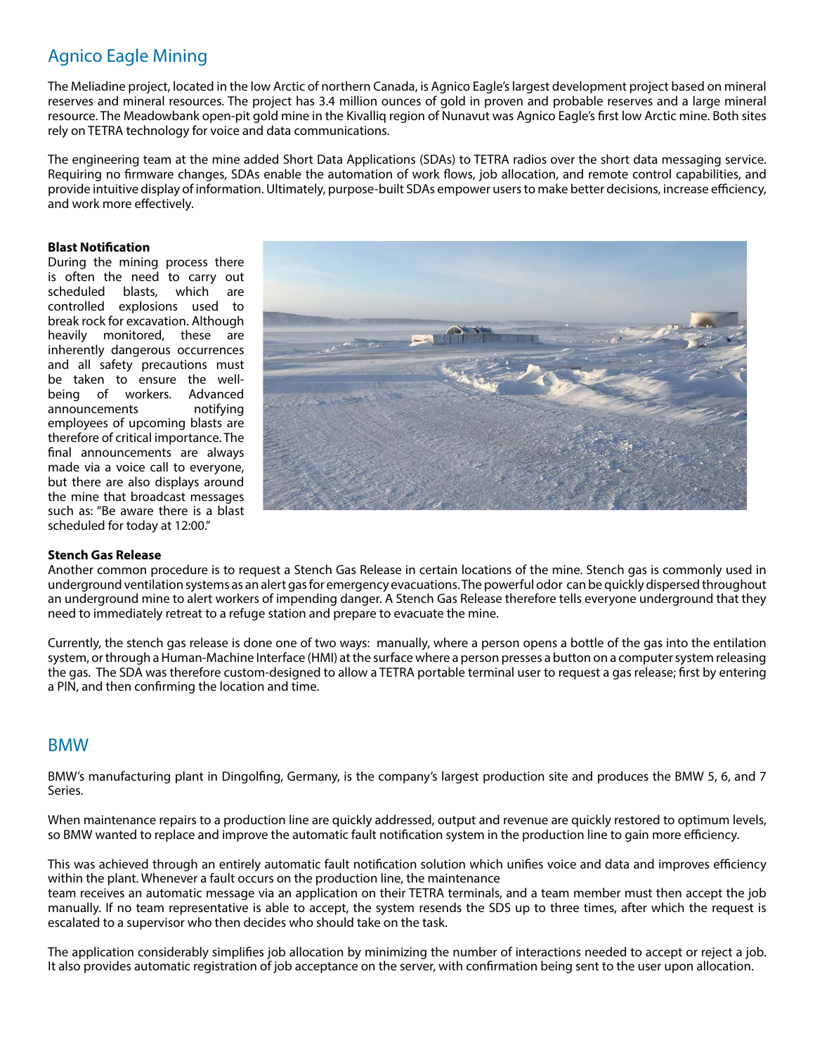## Agnico Eagle Mining

The Meliadine project, located in the low Arctic of northern Canada, is Agnico Eagle's largest development project based on mineral reserves and mineral resources. The project has 3.4 million ounces of gold in proven and probable reserves and a large mineral resource. The Meadowbank open-pit gold mine in the Kivalliq region of Nunavut was Agnico Eagle's first low Arctic mine. Both sites rely on TETRA technology for voice and data communications.

The engineering team at the mine added Short Data Applications (SDAs) to TETRA radios over the short data messaging service. Requiring no firmware changes, SDAs enable the automation of work flows, job allocation, and remote control capabilities, and provide intuitive display of information. Ultimately, purpose-built SDAs empower users to make better decisions, increase efficiency, and work more effectively.

**Blast Notification**

During the mining process there is often the need to carry out scheduled blasts, which are controlled explosions used to break rock for excavation. Although heavily monitored, these are inherently dangerous occurrences and all safety precautions must be taken to ensure the well-being of workers. Advanced announcements notifying employees of upcoming blasts are therefore of critical importance. The final announcements are always made via a voice call to everyone, but there are also displays around the mine that broadcast messages such as: "Be aware there is a blast scheduled for today at 12:00."

**Stench Gas Release**

Another common procedure is to request a Stench Gas Release in certain locations of the mine. Stench gas is commonly used in underground ventilation systems as an alert gas for emergency evacuations. The powerful odor can be quickly dispersed throughout an underground mine to alert workers of impending danger. A Stench Gas Release therefore tells everyone underground that they need to immediately retreat to a refuge station and prepare to evacuate the mine.

Currently, the stench gas release is done one of two ways: manually, where a person opens a bottle of the gas into the entilation system, or through a Human-Machine Interface (HMI) at the surface where a person presses a button on a computer system releasing the gas. The SDA was therefore custom-designed to allow a TETRA portable terminal user to request a gas release; first by entering a PIN, and then confirming the location and time.

## BMW

BMW's manufacturing plant in Dingolfing, Germany, is the company's largest production site and produces the BMW 5, 6, and 7 Series.

When maintenance repairs to a production line are quickly addressed, output and revenue are quickly restored to optimum levels, so BMW wanted to replace and improve the automatic fault notification system in the production line to gain more efficiency.

This was achieved through an entirely automatic fault notification solution which unifies voice and data and improves efficiency within the plant. Whenever a fault occurs on the production line, the maintenance team receives an automatic message via an application on their TETRA terminals, and a team member must then accept the job manually. If no team representative is able to accept, the system resends the SDS up to three times, after which the request is escalated to a supervisor who then decides who should take on the task.

The application considerably simplifies job allocation by minimizing the number of interactions needed to accept or reject a job. It also provides automatic registration of job acceptance on the server, with confirmation being sent to the user upon allocation.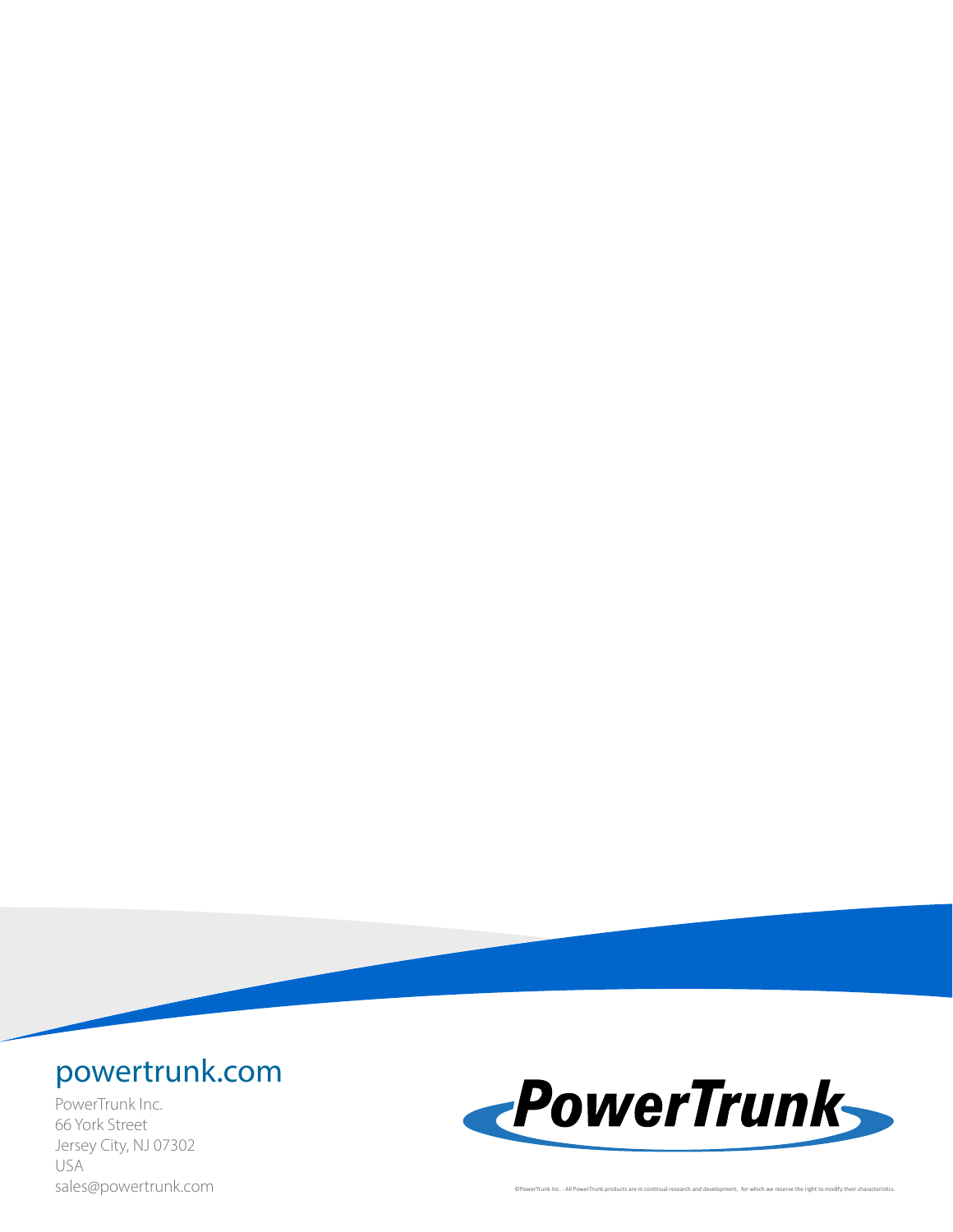powertrunk.com

PowerTrunk Inc.
66 York Street
Jersey City, NJ 07302
USA
sales@powertrunk.com

©PowerTrunk Inc. - All PowerTrunk products are in continual research and development, for which we reserve the right to modify their characteristics.